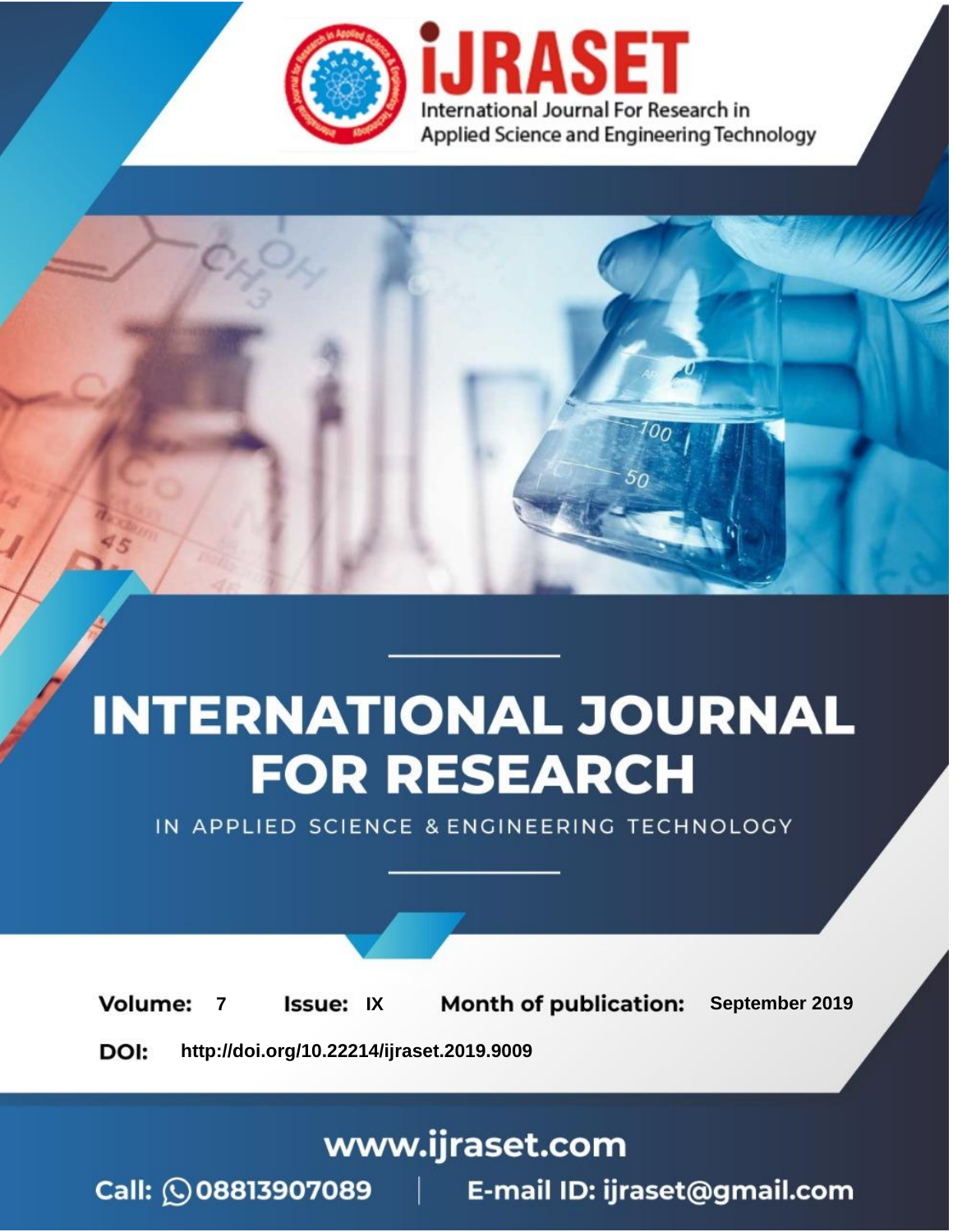# iJRASET

International Journal For Research in Applied Science and Engineering Technology

# INTERNATIONAL JOURNAL FOR RESEARCH

IN APPLIED SCIENCE & ENGINEERING TECHNOLOGY

**Volume:** 7 **Issue:** IX **Month of publication:** September 2019

**DOI:** http://doi.org/10.22214/ijraset.2019.9009

www.ijraset.com

Call: 08813907089 | E-mail ID: ijraset@gmail.com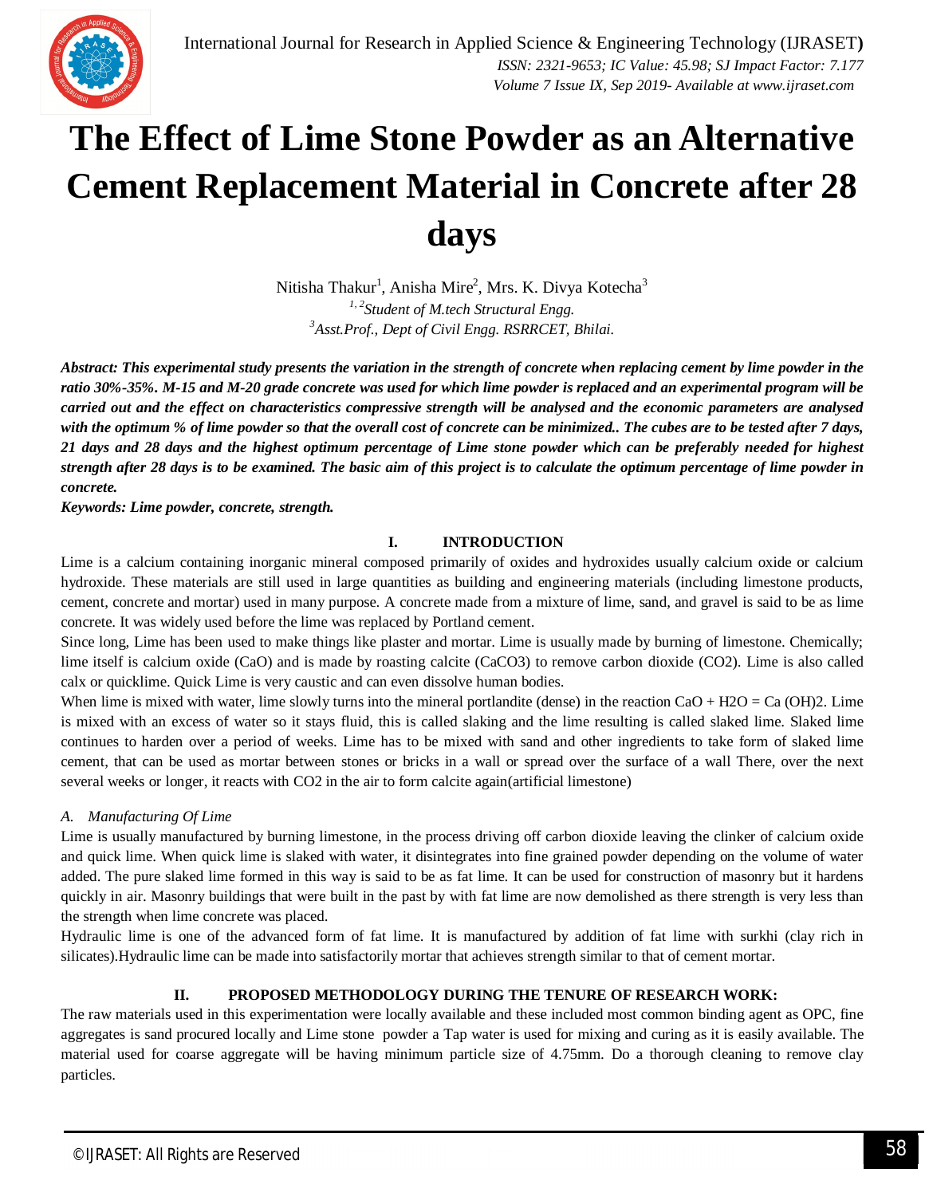# The Effect of Lime Stone Powder as an Alternative Cement Replacement Material in Concrete after 28 days

Nitisha Thakur[1], Anisha Mire[2], Mrs. K. Divya Kotecha[3]

[1, 2]*Student of M.tech Structural Engg.*

[3]*Asst.Prof., Dept of Civil Engg. RSRRCET, Bhilai.*

***Abstract: This experimental study presents the variation in the strength of concrete when replacing cement by lime powder in the ratio 30%-35%. M-15 and M-20 grade concrete was used for which lime powder is replaced and an experimental program will be carried out and the effect on characteristics compressive strength will be analysed and the economic parameters are analysed with the optimum % of lime powder so that the overall cost of concrete can be minimized.. The cubes are to be tested after 7 days, 21 days and 28 days and the highest optimum percentage of Lime stone powder which can be preferably needed for highest strength after 28 days is to be examined. The basic aim of this project is to calculate the optimum percentage of lime powder in concrete.***

***Keywords: Lime powder, concrete, strength.***

## I. INTRODUCTION

Lime is a calcium containing inorganic mineral composed primarily of oxides and hydroxides usually calcium oxide or calcium hydroxide. These materials are still used in large quantities as building and engineering materials (including limestone products, cement, concrete and mortar) used in many purpose. A concrete made from a mixture of lime, sand, and gravel is said to be as lime concrete. It was widely used before the lime was replaced by Portland cement.

Since long, Lime has been used to make things like plaster and mortar. Lime is usually made by burning of limestone. Chemically; lime itself is calcium oxide (CaO) and is made by roasting calcite ($CaCO_3$) to remove carbon dioxide ($CO_2$). Lime is also called calx or quicklime. Quick Lime is very caustic and can even dissolve human bodies.

When lime is mixed with water, lime slowly turns into the mineral portlandite (dense) in the reaction $CaO + H_2O = Ca(OH)_2$. Lime is mixed with an excess of water so it stays fluid, this is called slaking and the lime resulting is called slaked lime. Slaked lime continues to harden over a period of weeks. Lime has to be mixed with sand and other ingredients to take form of slaked lime cement, that can be used as mortar between stones or bricks in a wall or spread over the surface of a wall There, over the next several weeks or longer, it reacts with $CO_2$ in the air to form calcite again(artificial limestone)

### *A. Manufacturing Of Lime*

Lime is usually manufactured by burning limestone, in the process driving off carbon dioxide leaving the clinker of calcium oxide and quick lime. When quick lime is slaked with water, it disintegrates into fine grained powder depending on the volume of water added. The pure slaked lime formed in this way is said to be as fat lime. It can be used for construction of masonry but it hardens quickly in air. Masonry buildings that were built in the past by with fat lime are now demolished as there strength is very less than the strength when lime concrete was placed.

Hydraulic lime is one of the advanced form of fat lime. It is manufactured by addition of fat lime with surkhi (clay rich in silicates).Hydraulic lime can be made into satisfactorily mortar that achieves strength similar to that of cement mortar.

## II. PROPOSED METHODOLOGY DURING THE TENURE OF RESEARCH WORK:

The raw materials used in this experimentation were locally available and these included most common binding agent as OPC, fine aggregates is sand procured locally and Lime stone powder a Tap water is used for mixing and curing as it is easily available. The material used for coarse aggregate will be having minimum particle size of 4.75mm. Do a thorough cleaning to remove clay particles.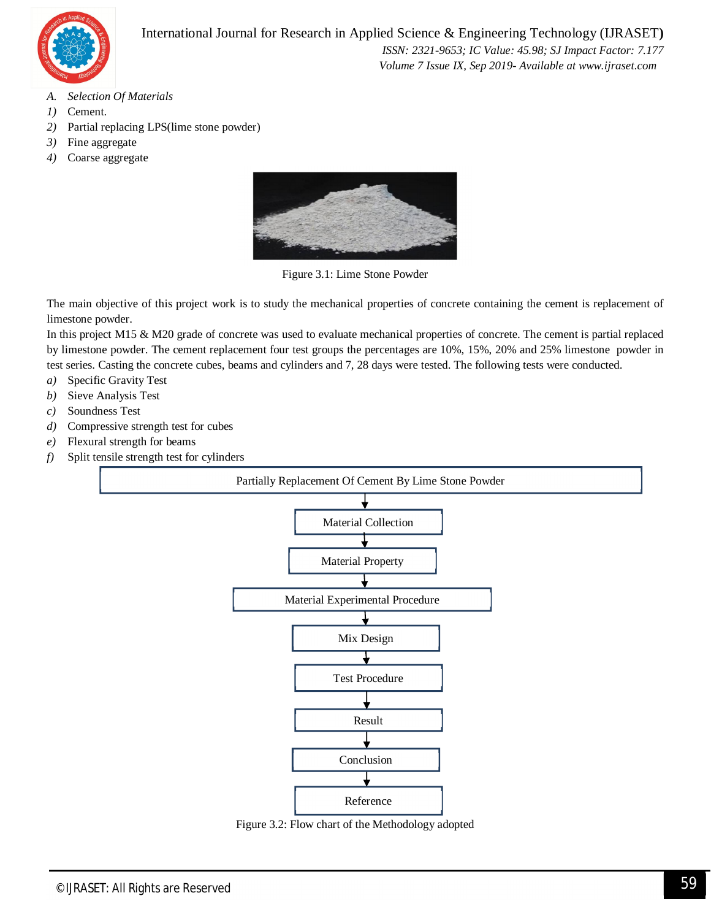### A. *Selection Of Materials*

1) Cement.
2) Partial replacing LPS(lime stone powder)
3) Fine aggregate
4) Coarse aggregate

Figure 3.1: Lime Stone Powder

The main objective of this project work is to study the mechanical properties of concrete containing the cement is replacement of limestone powder.

In this project M15 & M20 grade of concrete was used to evaluate mechanical properties of concrete. The cement is partial replaced by limestone powder. The cement replacement four test groups the percentages are 10%, 15%, 20% and 25% limestone powder in test series. Casting the concrete cubes, beams and cylinders and 7, 28 days were tested. The following tests were conducted.

a) Specific Gravity Test
b) Sieve Analysis Test
c) Soundness Test
d) Compressive strength test for cubes
e) Flexural strength for beams
f) Split tensile strength test for cylinders

Partially Replacement Of Cement By Lime Stone Powder

↓

Material Collection

↓

Material Property

↓

Material Experimental Procedure

↓

Mix Design

↓

Test Procedure

↓

Result

↓

Conclusion

↓

Reference

Figure 3.2: Flow chart of the Methodology adopted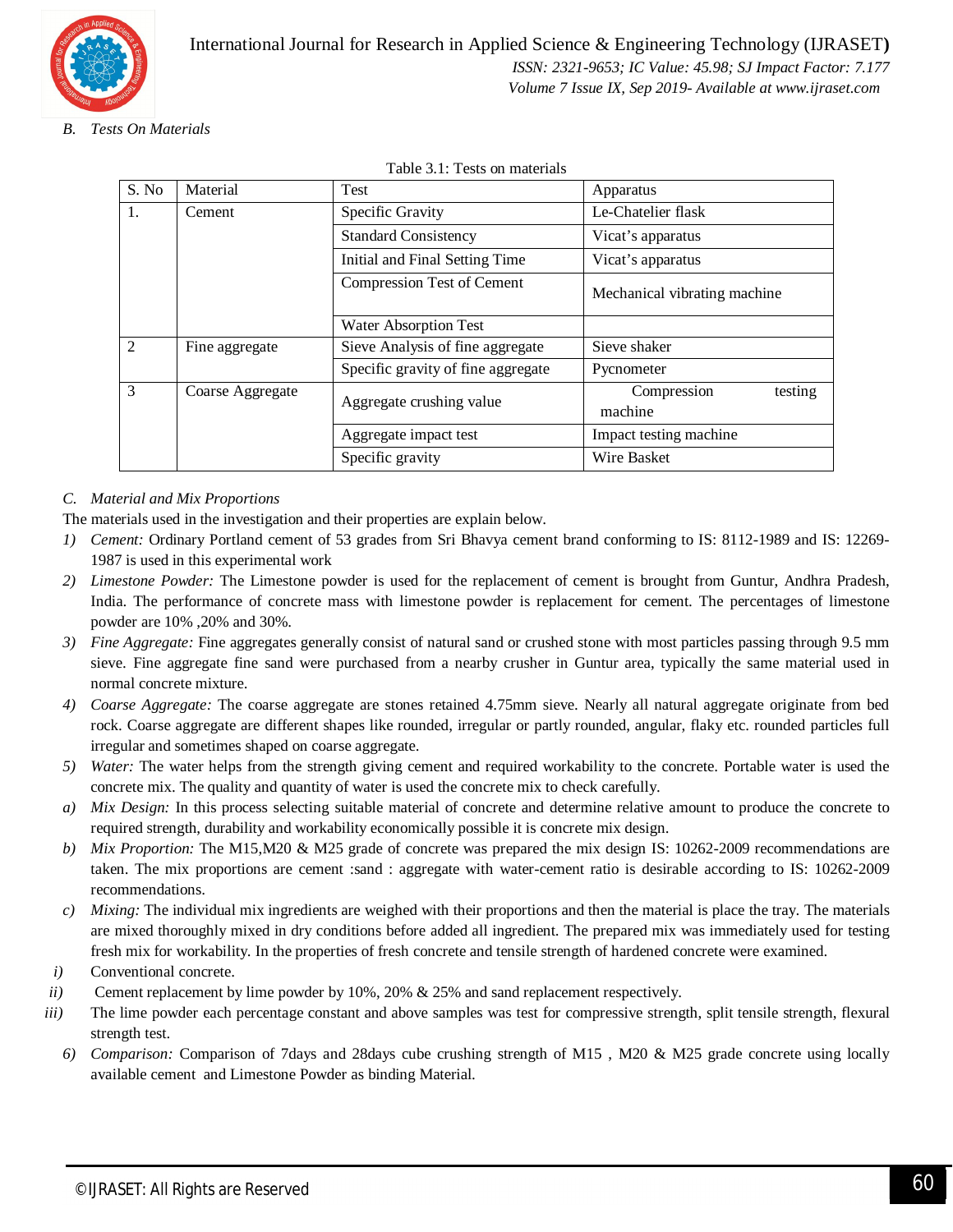### B. Tests On Materials

Table 3.1: Tests on materials

| S. No | Material | Test | Apparatus |
|---|---|---|---|
| 1. | Cement | Specific Gravity | Le-Chatelier flask |
| | | Standard Consistency | Vicat's apparatus |
| | | Initial and Final Setting Time | Vicat's apparatus |
| | | Compression Test of Cement | Mechanical vibrating machine |
| | | Water Absorption Test | |
| 2 | Fine aggregate | Sieve Analysis of fine aggregate | Sieve shaker |
| | | Specific gravity of fine aggregate | Pycnometer |
| 3 | Coarse Aggregate | Aggregate crushing value | Compression testing machine |
| | | Aggregate impact test | Impact testing machine |
| | | Specific gravity | Wire Basket |

### C. Material and Mix Proportions

The materials used in the investigation and their properties are explain below.

1) *Cement:* Ordinary Portland cement of 53 grades from Sri Bhavya cement brand conforming to IS: 8112-1989 and IS: 12269-1987 is used in this experimental work
2) *Limestone Powder:* The Limestone powder is used for the replacement of cement is brought from Guntur, Andhra Pradesh, India. The performance of concrete mass with limestone powder is replacement for cement. The percentages of limestone powder are 10% ,20% and 30%.
3) *Fine Aggregate:* Fine aggregates generally consist of natural sand or crushed stone with most particles passing through 9.5 mm sieve. Fine aggregate fine sand were purchased from a nearby crusher in Guntur area, typically the same material used in normal concrete mixture.
4) *Coarse Aggregate:* The coarse aggregate are stones retained 4.75mm sieve. Nearly all natural aggregate originate from bed rock. Coarse aggregate are different shapes like rounded, irregular or partly rounded, angular, flaky etc. rounded particles full irregular and sometimes shaped on coarse aggregate.
5) *Water:* The water helps from the strength giving cement and required workability to the concrete. Portable water is used the concrete mix. The quality and quantity of water is used the concrete mix to check carefully.

a) *Mix Design:* In this process selecting suitable material of concrete and determine relative amount to produce the concrete to required strength, durability and workability economically possible it is concrete mix design.
b) *Mix Proportion:* The M15,M20 & M25 grade of concrete was prepared the mix design IS: 10262-2009 recommendations are taken. The mix proportions are cement :sand : aggregate with water-cement ratio is desirable according to IS: 10262-2009 recommendations.
c) *Mixing:* The individual mix ingredients are weighed with their proportions and then the material is place the tray. The materials are mixed thoroughly mixed in dry conditions before added all ingredient. The prepared mix was immediately used for testing fresh mix for workability. In the properties of fresh concrete and tensile strength of hardened concrete were examined.

i) Conventional concrete.
ii) Cement replacement by lime powder by 10%, 20% & 25% and sand replacement respectively.
iii) The lime powder each percentage constant and above samples was test for compressive strength, split tensile strength, flexural strength test.

6) *Comparison:* Comparison of 7days and 28days cube crushing strength of M15 , M20 & M25 grade concrete using locally available cement and Limestone Powder as binding Material.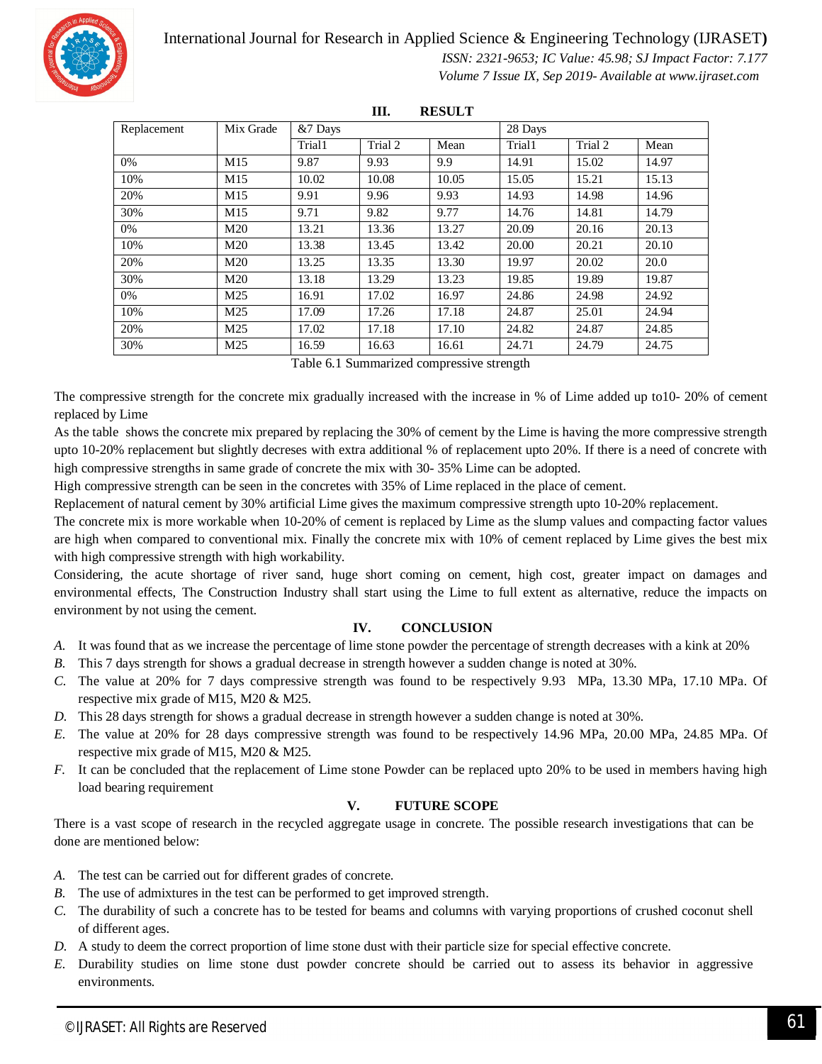## III. RESULT

| Replacement | Mix Grade | &7 Days | | | 28 Days | | |
|---|---|---|---|---|---|---|---|
| | | Trial1 | Trial 2 | Mean | Trial1 | Trial 2 | Mean |
| 0% | M15 | 9.87 | 9.93 | 9.9 | 14.91 | 15.02 | 14.97 |
| 10% | M15 | 10.02 | 10.08 | 10.05 | 15.05 | 15.21 | 15.13 |
| 20% | M15 | 9.91 | 9.96 | 9.93 | 14.93 | 14.98 | 14.96 |
| 30% | M15 | 9.71 | 9.82 | 9.77 | 14.76 | 14.81 | 14.79 |
| 0% | M20 | 13.21 | 13.36 | 13.27 | 20.09 | 20.16 | 20.13 |
| 10% | M20 | 13.38 | 13.45 | 13.42 | 20.00 | 20.21 | 20.10 |
| 20% | M20 | 13.25 | 13.35 | 13.30 | 19.97 | 20.02 | 20.0 |
| 30% | M20 | 13.18 | 13.29 | 13.23 | 19.85 | 19.89 | 19.87 |
| 0% | M25 | 16.91 | 17.02 | 16.97 | 24.86 | 24.98 | 24.92 |
| 10% | M25 | 17.09 | 17.26 | 17.18 | 24.87 | 25.01 | 24.94 |
| 20% | M25 | 17.02 | 17.18 | 17.10 | 24.82 | 24.87 | 24.85 |
| 30% | M25 | 16.59 | 16.63 | 16.61 | 24.71 | 24.79 | 24.75 |

Table 6.1 Summarized compressive strength

The compressive strength for the concrete mix gradually increased with the increase in % of Lime added up to10- 20% of cement replaced by Lime

As the table shows the concrete mix prepared by replacing the 30% of cement by the Lime is having the more compressive strength upto 10-20% replacement but slightly decreses with extra additional % of replacement upto 20%. If there is a need of concrete with high compressive strengths in same grade of concrete the mix with 30- 35% Lime can be adopted.

High compressive strength can be seen in the concretes with 35% of Lime replaced in the place of cement.

Replacement of natural cement by 30% artificial Lime gives the maximum compressive strength upto 10-20% replacement.

The concrete mix is more workable when 10-20% of cement is replaced by Lime as the slump values and compacting factor values are high when compared to conventional mix. Finally the concrete mix with 10% of cement replaced by Lime gives the best mix with high compressive strength with high workability.

Considering, the acute shortage of river sand, huge short coming on cement, high cost, greater impact on damages and environmental effects, The Construction Industry shall start using the Lime to full extent as alternative, reduce the impacts on environment by not using the cement.

## IV. CONCLUSION

*A.* It was found that as we increase the percentage of lime stone powder the percentage of strength decreases with a kink at 20%

*B.* This 7 days strength for shows a gradual decrease in strength however a sudden change is noted at 30%.

*C.* The value at 20% for 7 days compressive strength was found to be respectively 9.93 MPa, 13.30 MPa, 17.10 MPa. Of respective mix grade of M15, M20 & M25.

*D.* This 28 days strength for shows a gradual decrease in strength however a sudden change is noted at 30%.

*E.* The value at 20% for 28 days compressive strength was found to be respectively 14.96 MPa, 20.00 MPa, 24.85 MPa. Of respective mix grade of M15, M20 & M25.

*F.* It can be concluded that the replacement of Lime stone Powder can be replaced upto 20% to be used in members having high load bearing requirement

## V. FUTURE SCOPE

There is a vast scope of research in the recycled aggregate usage in concrete. The possible research investigations that can be done are mentioned below:

*A.* The test can be carried out for different grades of concrete.

*B.* The use of admixtures in the test can be performed to get improved strength.

*C.* The durability of such a concrete has to be tested for beams and columns with varying proportions of crushed coconut shell of different ages.

*D.* A study to deem the correct proportion of lime stone dust with their particle size for special effective concrete.

*E.* Durability studies on lime stone dust powder concrete should be carried out to assess its behavior in aggressive environments.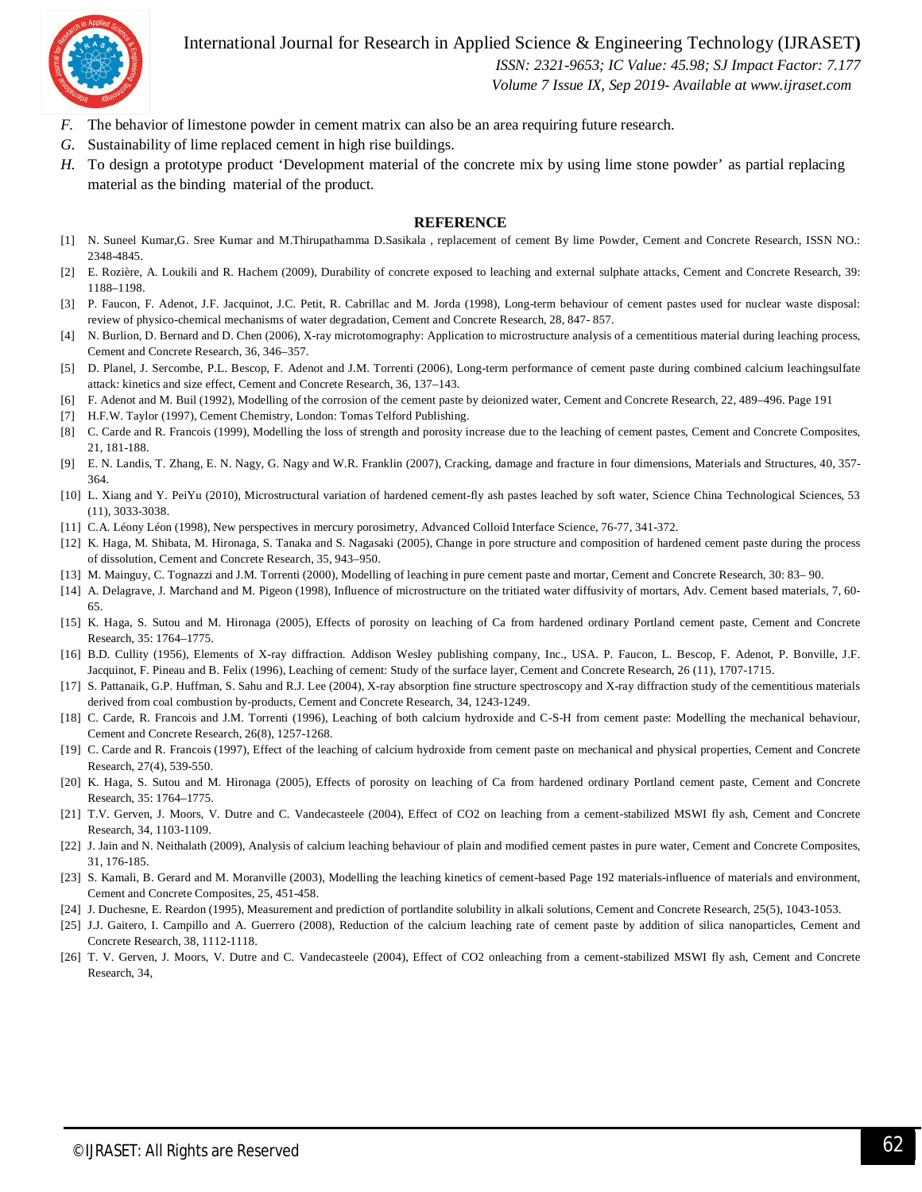*F.* The behavior of limestone powder in cement matrix can also be an area requiring future research.

*G.* Sustainability of lime replaced cement in high rise buildings.

*H.* To design a prototype product 'Development material of the concrete mix by using lime stone powder' as partial replacing material as the binding material of the product.

## REFERENCE

[1] N. Suneel Kumar,G. Sree Kumar and M.Thirupathamma D.Sasikala , replacement of cement By lime Powder, Cement and Concrete Research, ISSN NO.: 2348-4845.

[2] E. Rozière, A. Loukili and R. Hachem (2009), Durability of concrete exposed to leaching and external sulphate attacks, Cement and Concrete Research, 39: 1188–1198.

[3] P. Faucon, F. Adenot, J.F. Jacquinot, J.C. Petit, R. Cabrillac and M. Jorda (1998), Long-term behaviour of cement pastes used for nuclear waste disposal: review of physico-chemical mechanisms of water degradation, Cement and Concrete Research, 28, 847- 857.

[4] N. Burlion, D. Bernard and D. Chen (2006), X-ray microtomography: Application to microstructure analysis of a cementitious material during leaching process, Cement and Concrete Research, 36, 346–357.

[5] D. Planel, J. Sercombe, P.L. Bescop, F. Adenot and J.M. Torrenti (2006), Long-term performance of cement paste during combined calcium leachingsulfate attack: kinetics and size effect, Cement and Concrete Research, 36, 137–143.

[6] F. Adenot and M. Buil (1992), Modelling of the corrosion of the cement paste by deionized water, Cement and Concrete Research, 22, 489–496. Page 191

[7] H.F.W. Taylor (1997), Cement Chemistry, London: Tomas Telford Publishing.

[8] C. Carde and R. Francois (1999), Modelling the loss of strength and porosity increase due to the leaching of cement pastes, Cement and Concrete Composites, 21, 181-188.

[9] E. N. Landis, T. Zhang, E. N. Nagy, G. Nagy and W.R. Franklin (2007), Cracking, damage and fracture in four dimensions, Materials and Structures, 40, 357-364.

[10] L. Xiang and Y. PeiYu (2010), Microstructural variation of hardened cement-fly ash pastes leached by soft water, Science China Technological Sciences, 53 (11), 3033-3038.

[11] C.A. Léony Léon (1998), New perspectives in mercury porosimetry, Advanced Colloid Interface Science, 76-77, 341-372.

[12] K. Haga, M. Shibata, M. Hironaga, S. Tanaka and S. Nagasaki (2005), Change in pore structure and composition of hardened cement paste during the process of dissolution, Cement and Concrete Research, 35, 943–950.

[13] M. Mainguy, C. Tognazzi and J.M. Torrenti (2000), Modelling of leaching in pure cement paste and mortar, Cement and Concrete Research, 30: 83– 90.

[14] A. Delagrave, J. Marchand and M. Pigeon (1998), Influence of microstructure on the tritiated water diffusivity of mortars, Adv. Cement based materials, 7, 60-65.

[15] K. Haga, S. Sutou and M. Hironaga (2005), Effects of porosity on leaching of Ca from hardened ordinary Portland cement paste, Cement and Concrete Research, 35: 1764–1775.

[16] B.D. Cullity (1956), Elements of X-ray diffraction. Addison Wesley publishing company, Inc., USA. P. Faucon, L. Bescop, F. Adenot, P. Bonville, J.F. Jacquinot, F. Pineau and B. Felix (1996), Leaching of cement: Study of the surface layer, Cement and Concrete Research, 26 (11), 1707-1715.

[17] S. Pattanaik, G.P. Huffman, S. Sahu and R.J. Lee (2004), X-ray absorption fine structure spectroscopy and X-ray diffraction study of the cementitious materials derived from coal combustion by-products, Cement and Concrete Research, 34, 1243-1249.

[18] C. Carde, R. Francois and J.M. Torrenti (1996), Leaching of both calcium hydroxide and C-S-H from cement paste: Modelling the mechanical behaviour, Cement and Concrete Research, 26(8), 1257-1268.

[19] C. Carde and R. Francois (1997), Effect of the leaching of calcium hydroxide from cement paste on mechanical and physical properties, Cement and Concrete Research, 27(4), 539-550.

[20] K. Haga, S. Sutou and M. Hironaga (2005), Effects of porosity on leaching of Ca from hardened ordinary Portland cement paste, Cement and Concrete Research, 35: 1764–1775.

[21] T.V. Gerven, J. Moors, V. Dutre and C. Vandecasteele (2004), Effect of CO2 on leaching from a cement-stabilized MSWI fly ash, Cement and Concrete Research, 34, 1103-1109.

[22] J. Jain and N. Neithalath (2009), Analysis of calcium leaching behaviour of plain and modified cement pastes in pure water, Cement and Concrete Composites, 31, 176-185.

[23] S. Kamali, B. Gerard and M. Moranville (2003), Modelling the leaching kinetics of cement-based Page 192 materials-influence of materials and environment, Cement and Concrete Composites, 25, 451-458.

[24] J. Duchesne, E. Reardon (1995), Measurement and prediction of portlandite solubility in alkali solutions, Cement and Concrete Research, 25(5), 1043-1053.

[25] J.J. Gaitero, I. Campillo and A. Guerrero (2008), Reduction of the calcium leaching rate of cement paste by addition of silica nanoparticles, Cement and Concrete Research, 38, 1112-1118.

[26] T. V. Gerven, J. Moors, V. Dutre and C. Vandecasteele (2004), Effect of CO2 onleaching from a cement-stabilized MSWI fly ash, Cement and Concrete Research, 34,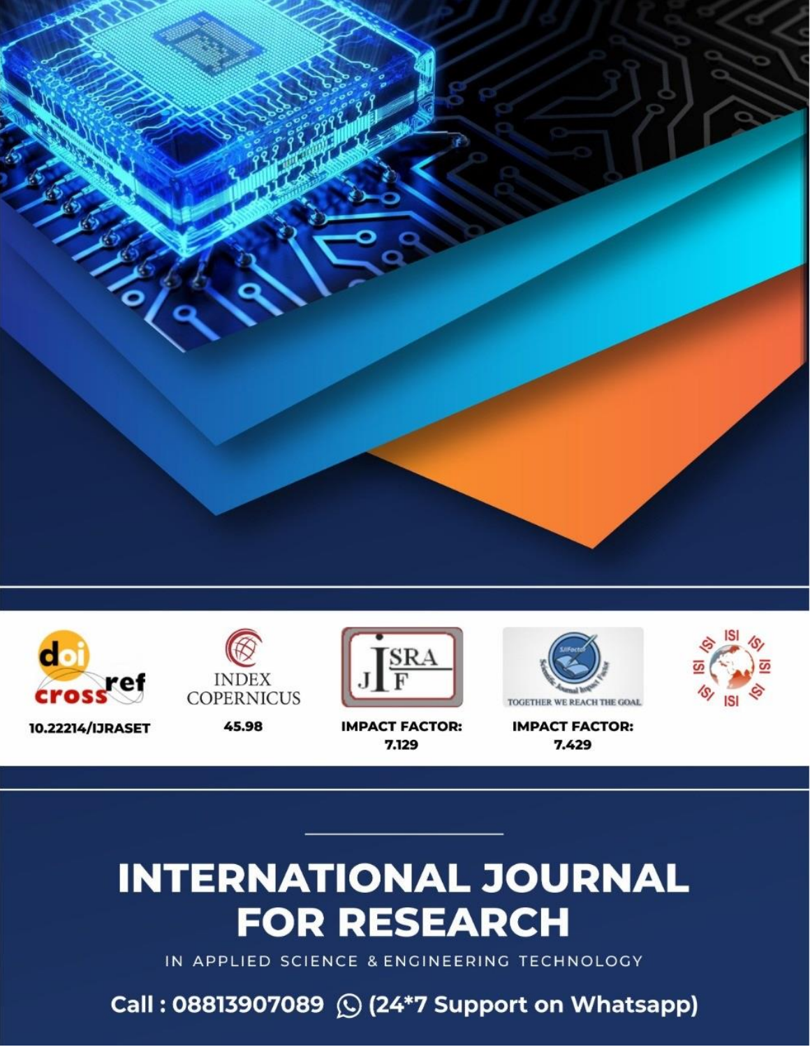10.22214/IJRASET

INDEX COPERNICUS

45.98

IMPACT FACTOR: 7.129

IMPACT FACTOR: 7.429

# INTERNATIONAL JOURNAL FOR RESEARCH

IN APPLIED SCIENCE & ENGINEERING TECHNOLOGY

Call : 08813907089 (24*7 Support on Whatsapp)